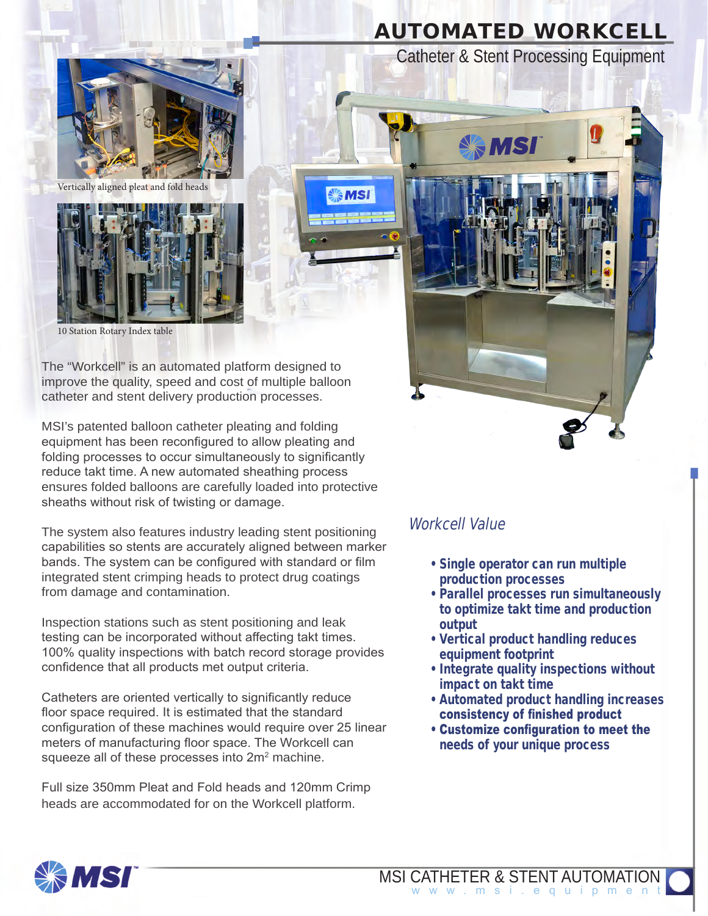# AUTOMATED WORKCELL

## Catheter & Stent Processing Equipment

Vertically aligned pleat and fold heads

10 Station Rotary Index table

The "Workcell" is an automated platform designed to improve the quality, speed and cost of multiple balloon catheter and stent delivery production processes.

MSI's patented balloon catheter pleating and folding equipment has been reconfigured to allow pleating and folding processes to occur simultaneously to significantly reduce takt time. A new automated sheathing process ensures folded balloons are carefully loaded into protective sheaths without risk of twisting or damage.

The system also features industry leading stent positioning capabilities so stents are accurately aligned between marker bands. The system can be configured with standard or film integrated stent crimping heads to protect drug coatings from damage and contamination.

Inspection stations such as stent positioning and leak testing can be incorporated without affecting takt times. 100% quality inspections with batch record storage provides confidence that all products met output criteria.

Catheters are oriented vertically to significantly reduce floor space required. It is estimated that the standard configuration of these machines would require over 25 linear meters of manufacturing floor space. The Workcell can squeeze all of these processes into 2m$^2$ machine.

Full size 350mm Pleat and Fold heads and 120mm Crimp heads are accommodated for on the Workcell platform.

### *Workcell Value*

- **Single operator can run multiple production processes**
- **Parallel processes run simultaneously to optimize takt time and production output**
- **Vertical product handling reduces equipment footprint**
- **Integrate quality inspections without impact on takt time**
- **Automated product handling increases consistency of finished product**
- **Customize configuration to meet the needs of your unique process**

MSI CATHETER & STENT AUTOMATION
www.msi.equipment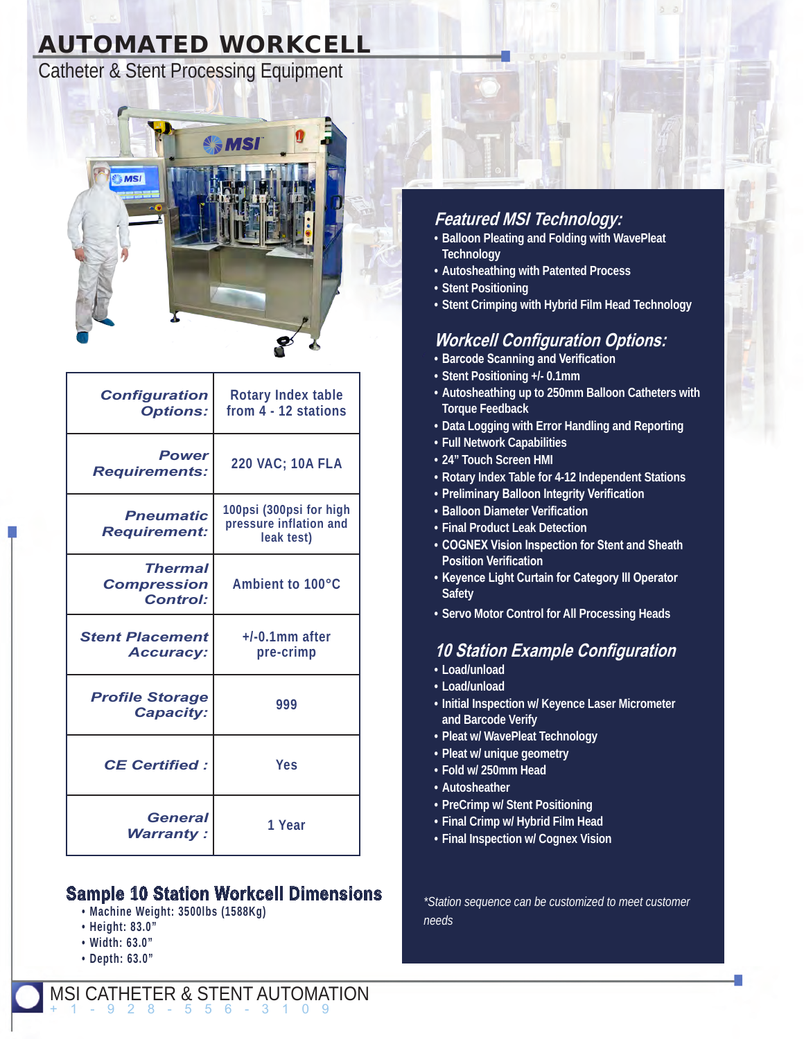# AUTOMATED WORKCELL

Catheter & Stent Processing Equipment

| | |
|---|---|
| ***Configuration Options:*** | Rotary Index table from 4 - 12 stations |
| ***Power Requirements:*** | 220 VAC; 10A FLA |
| ***Pneumatic Requirement:*** | 100psi (300psi for high pressure inflation and leak test) |
| ***Thermal Compression Control:*** | Ambient to 100°C |
| ***Stent Placement Accuracy:*** | +/-0.1mm after pre-crimp |
| ***Profile Storage Capacity:*** | 999 |
| ***CE Certified :*** | Yes |
| ***General Warranty :*** | 1 Year |

## Sample 10 Station Workcell Dimensions

- Machine Weight: 3500lbs (1588Kg)
- Height: 83.0"
- Width: 63.0"
- Depth: 63.0"

## *Featured MSI Technology:*

- Balloon Pleating and Folding with WavePleat Technology
- Autosheathing with Patented Process
- Stent Positioning
- Stent Crimping with Hybrid Film Head Technology

## *Workcell Configuration Options:*

- Barcode Scanning and Verification
- Stent Positioning +/- 0.1mm
- Autosheathing up to 250mm Balloon Catheters with Torque Feedback
- Data Logging with Error Handling and Reporting
- Full Network Capabilities
- 24" Touch Screen HMI
- Rotary Index Table for 4-12 Independent Stations
- Preliminary Balloon Integrity Verification
- Balloon Diameter Verification
- Final Product Leak Detection
- COGNEX Vision Inspection for Stent and Sheath Position Verification
- Keyence Light Curtain for Category III Operator Safety
- Servo Motor Control for All Processing Heads

## *10 Station Example Configuration*

- Load/unload
- Load/unload
- Initial Inspection w/ Keyence Laser Micrometer and Barcode Verify
- Pleat w/ WavePleat Technology
- Pleat w/ unique geometry
- Fold w/ 250mm Head
- Autosheather
- PreCrimp w/ Stent Positioning
- Final Crimp w/ Hybrid Film Head
- Final Inspection w/ Cognex Vision

*\*Station sequence can be customized to meet customer needs*

MSI CATHETER & STENT AUTOMATION

+ 1 - 9 2 8 - 5 5 6 - 3 1 0 9